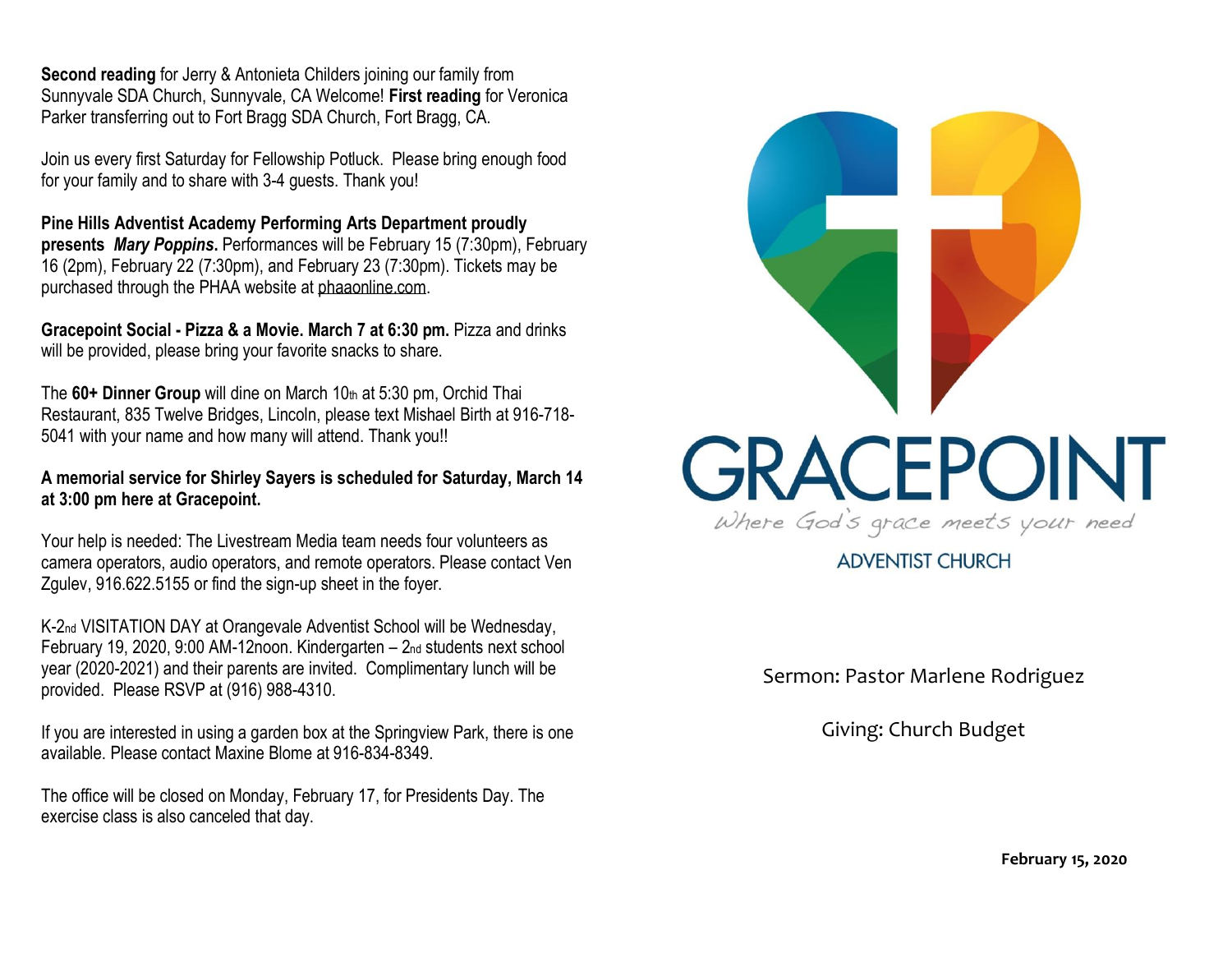**Second reading** for Jerry & Antonieta Childers joining our family from Sunnyvale SDA Church, Sunnyvale, CA Welcome! **First reading** for Veronica Parker transferring out to Fort Bragg SDA Church, Fort Bragg, CA.

Join us every first Saturday for Fellowship Potluck. Please bring enough food for your family and to share with 3-4 guests. Thank you!

**Pine Hills Adventist Academy Performing Arts Department proudly presents *Mary Poppins*.** Performances will be February 15 (7:30pm), February 16 (2pm), February 22 (7:30pm), and February 23 (7:30pm). Tickets may be purchased through the PHAA website at phaaonline.com.

**Gracepoint Social - Pizza & a Movie. March 7 at 6:30 pm.** Pizza and drinks will be provided, please bring your favorite snacks to share.

The **60+ Dinner Group** will dine on March 10th at 5:30 pm, Orchid Thai Restaurant, 835 Twelve Bridges, Lincoln, please text Mishael Birth at 916-718-5041 with your name and how many will attend. Thank you!!

**A memorial service for Shirley Sayers is scheduled for Saturday, March 14 at 3:00 pm here at Gracepoint.**

Your help is needed: The Livestream Media team needs four volunteers as camera operators, audio operators, and remote operators. Please contact Ven Zgulev, 916.622.5155 or find the sign-up sheet in the foyer.

K-2nd VISITATION DAY at Orangevale Adventist School will be Wednesday, February 19, 2020, 9:00 AM-12noon. Kindergarten – 2nd students next school year (2020-2021) and their parents are invited. Complimentary lunch will be provided. Please RSVP at (916) 988-4310.

If you are interested in using a garden box at the Springview Park, there is one available. Please contact Maxine Blome at 916-834-8349.

The office will be closed on Monday, February 17, for Presidents Day. The exercise class is also canceled that day.

# GRACEPOINT

*Where God's grace meets your need*

ADVENTIST CHURCH

Sermon: Pastor Marlene Rodriguez

Giving: Church Budget

**February 15, 2020**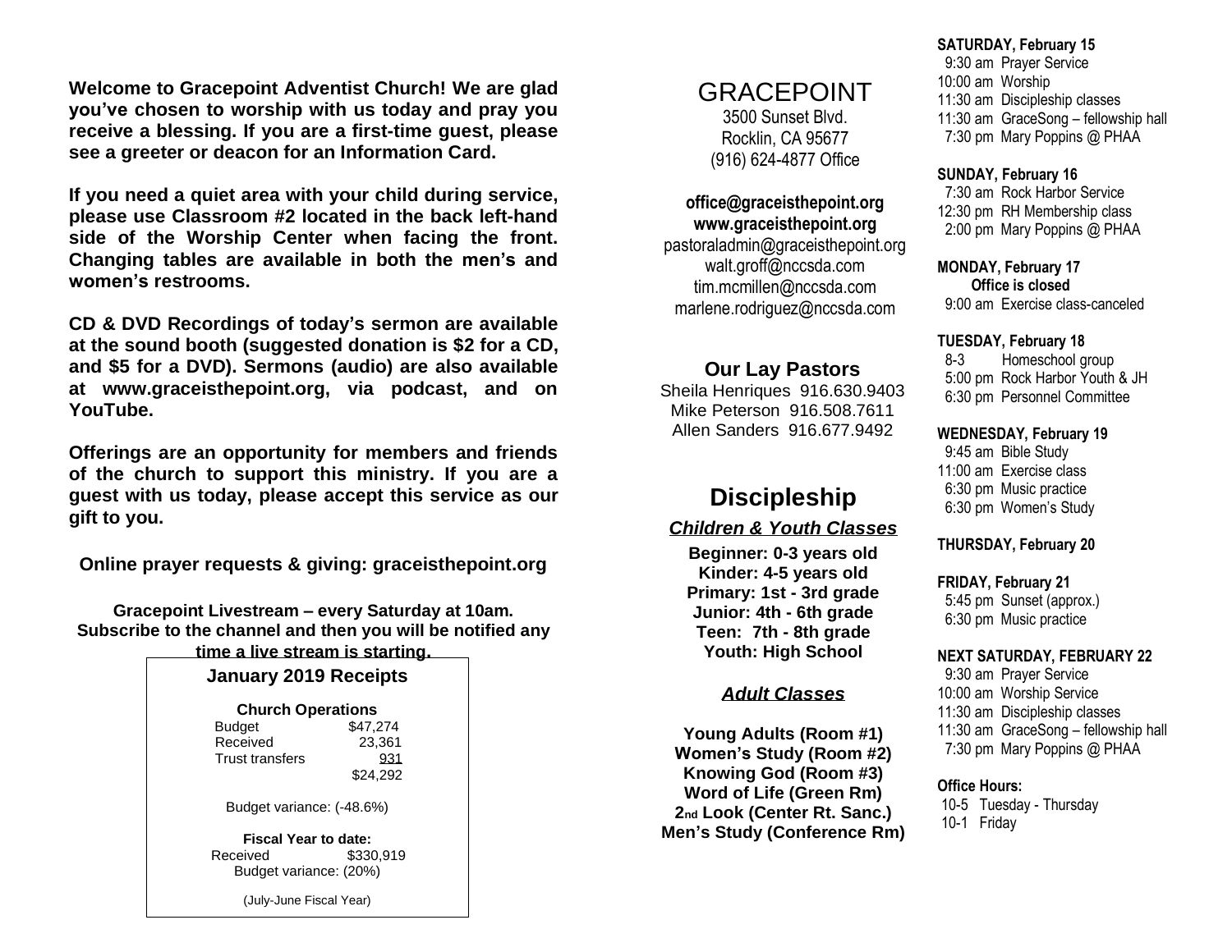**Welcome to Gracepoint Adventist Church! We are glad you've chosen to worship with us today and pray you receive a blessing. If you are a first-time guest, please see a greeter or deacon for an Information Card.**

**If you need a quiet area with your child during service, please use Classroom #2 located in the back left-hand side of the Worship Center when facing the front. Changing tables are available in both the men's and women's restrooms.**

**CD & DVD Recordings of today's sermon are available at the sound booth (suggested donation is $2 for a CD, and $5 for a DVD). Sermons (audio) are also available at www.graceisthepoint.org, via podcast, and on YouTube.**

**Offerings are an opportunity for members and friends of the church to support this ministry. If you are a guest with us today, please accept this service as our gift to you.**

**Online prayer requests & giving: graceisthepoint.org**

**Gracepoint Livestream – every Saturday at 10am. Subscribe to the channel and then you will be notified any time a live stream is starting.**

### January 2019 Receipts

**Church Operations**

| | |
|---|---|
| Budget | $47,274 |
| Received | 23,361 |
| Trust transfers | 931 |
| | $24,292 |

Budget variance: (-48.6%)

**Fiscal Year to date:**

Received $330,919

Budget variance: (20%)

(July-June Fiscal Year)

# GRACEPOINT

3500 Sunset Blvd.
Rocklin, CA 95677
(916) 624-4877 Office

**office@graceisthepoint.org**
**www.graceisthepoint.org**
pastoraladmin@graceisthepoint.org
walt.groff@nccsda.com
tim.mcmillen@nccsda.com
marlene.rodriguez@nccsda.com

## Our Lay Pastors

Sheila Henriques 916.630.9403
Mike Peterson 916.508.7611
Allen Sanders 916.677.9492

## Discipleship

### *Children & Youth Classes*

**Beginner: 0-3 years old**
**Kinder: 4-5 years old**
**Primary: 1st - 3rd grade**
**Junior: 4th - 6th grade**
**Teen: 7th - 8th grade**
**Youth: High School**

### *Adult Classes*

**Young Adults (Room #1)**
**Women's Study (Room #2)**
**Knowing God (Room #3)**
**Word of Life (Green Rm)**
**2nd Look (Center Rt. Sanc.)**
**Men's Study (Conference Rm)**

**SATURDAY, February 15**
9:30 am Prayer Service
10:00 am Worship
11:30 am Discipleship classes
11:30 am GraceSong – fellowship hall
7:30 pm Mary Poppins @ PHAA

**SUNDAY, February 16**
7:30 am Rock Harbor Service
12:30 pm RH Membership class
2:00 pm Mary Poppins @ PHAA

**MONDAY, February 17**
**Office is closed**
9:00 am Exercise class-canceled

**TUESDAY, February 18**
8-3 Homeschool group
5:00 pm Rock Harbor Youth & JH
6:30 pm Personnel Committee

**WEDNESDAY, February 19**
9:45 am Bible Study
11:00 am Exercise class
6:30 pm Music practice
6:30 pm Women's Study

**THURSDAY, February 20**

**FRIDAY, February 21**
5:45 pm Sunset (approx.)
6:30 pm Music practice

**NEXT SATURDAY, FEBRUARY 22**
9:30 am Prayer Service
10:00 am Worship Service
11:30 am Discipleship classes
11:30 am GraceSong – fellowship hall
7:30 pm Mary Poppins @ PHAA

**Office Hours:**
10-5 Tuesday - Thursday
10-1 Friday